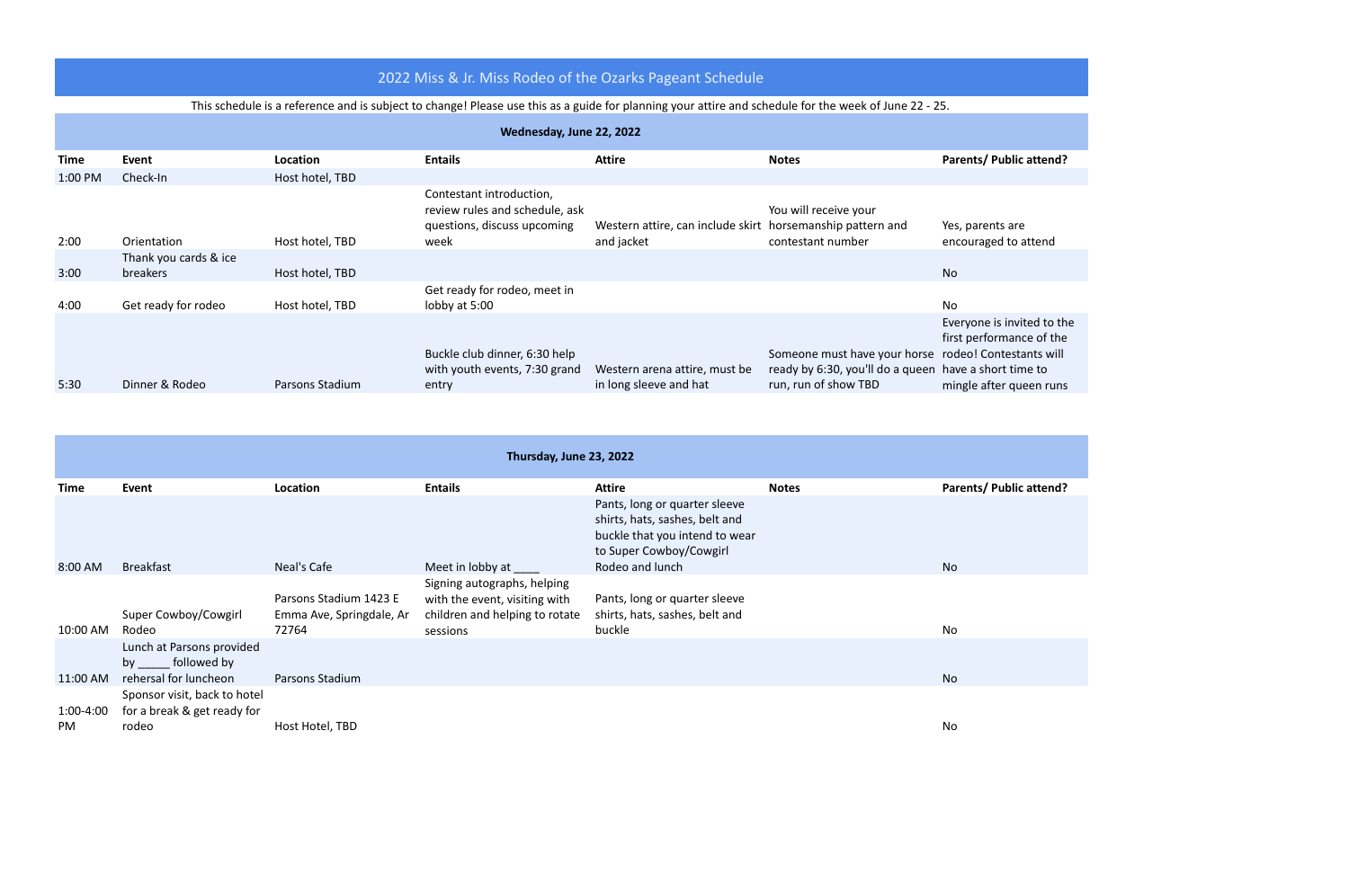# 2022 Miss & Jr. Miss Rodeo of the Ozarks Pageant Schedule

This schedule is a reference and is subject to change! Please use this as a guide for planning your attire and schedule for the week of June 22 - 25.

## Wednesday, June 22, 2022

| Time | Event | Location | Entails | Attire | Notes | Parents/ Public attend? |
|---|---|---|---|---|---|---|
| 1:00 PM | Check-In | Host hotel, TBD | | | | |
| 2:00 | Orientation | Host hotel, TBD | Contestant introduction, review rules and schedule, ask questions, discuss upcoming week | Western attire, can include skirt and jacket | You will receive your horsemanship pattern and contestant number | Yes, parents are encouraged to attend |
| 3:00 | Thank you cards & ice breakers | Host hotel, TBD | | | | No |
| 4:00 | Get ready for rodeo | Host hotel, TBD | Get ready for rodeo, meet in lobby at 5:00 | | | No |
| 5:30 | Dinner & Rodeo | Parsons Stadium | Buckle club dinner, 6:30 help with youth events, 7:30 grand entry | Western arena attire, must be in long sleeve and hat | Someone must have your horse ready by 6:30, you'll do a queen run, run of show TBD | Everyone is invited to the first performance of the rodeo! Contestants will have a short time to mingle after queen runs |

## Thursday, June 23, 2022

| Time | Event | Location | Entails | Attire | Notes | Parents/ Public attend? |
|---|---|---|---|---|---|---|
| 8:00 AM | Breakfast | Neal's Cafe | Meet in lobby at ____ | Pants, long or quarter sleeve shirts, hats, sashes, belt and buckle that you intend to wear to Super Cowboy/Cowgirl Rodeo and lunch | | No |
| 10:00 AM | Super Cowboy/Cowgirl Rodeo | Parsons Stadium 1423 E Emma Ave, Springdale, Ar 72764 | Signing autographs, helping with the event, visiting with children and helping to rotate sessions | Pants, long or quarter sleeve shirts, hats, sashes, belt and buckle | | No |
| 11:00 AM | Lunch at Parsons provided by _____ followed by rehersal for luncheon | Parsons Stadium | | | | No |
| 1:00-4:00 PM | Sponsor visit, back to hotel for a break & get ready for rodeo | Host Hotel, TBD | | | | No |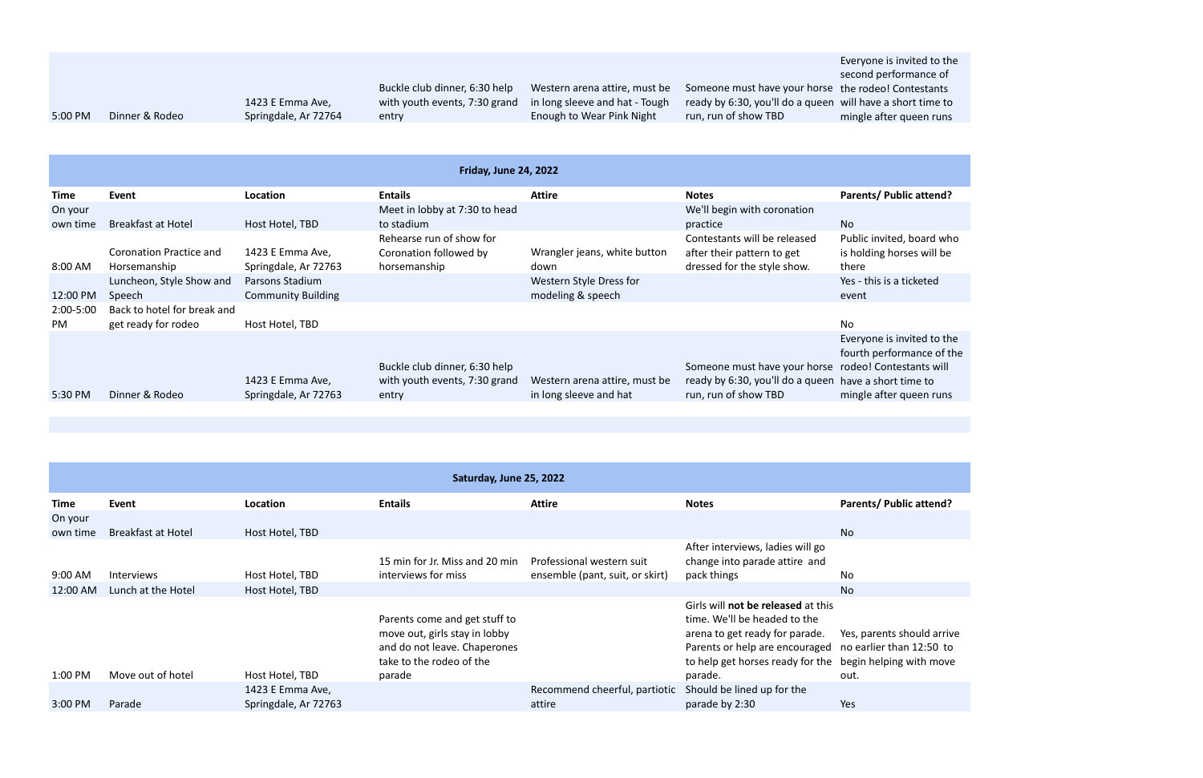| | | | | | | |
|---|---|---|---|---|---|---|
| 5:00 PM | Dinner & Rodeo | 1423 E Emma Ave, Springdale, Ar 72764 | Buckle club dinner, 6:30 help with youth events, 7:30 grand entry | Western arena attire, must be in long sleeve and hat - Tough Enough to Wear Pink Night | Someone must have your horse ready by 6:30, you'll do a queen run, run of show TBD | Everyone is invited to the second performance of the rodeo! Contestants will have a short time to mingle after queen runs |

**Friday, June 24, 2022**

| Time | Event | Location | Entails | Attire | Notes | Parents/ Public attend? |
|---|---|---|---|---|---|---|
| On your own time | Breakfast at Hotel | Host Hotel, TBD | Meet in lobby at 7:30 to head to stadium | | We'll begin with coronation practice | No |
| 8:00 AM | Coronation Practice and Horsemanship | 1423 E Emma Ave, Springdale, Ar 72763 | Rehearse run of show for Coronation followed by horsemanship | Wrangler jeans, white button down | Contestants will be released after their pattern to get dressed for the style show. | Public invited, board who is holding horses will be there |
| 12:00 PM | Luncheon, Style Show and Speech | Parsons Stadium Community Building | | Western Style Dress for modeling & speech | | Yes - this is a ticketed event |
| 2:00-5:00 PM | Back to hotel for break and get ready for rodeo | Host Hotel, TBD | | | | No |
| 5:30 PM | Dinner & Rodeo | 1423 E Emma Ave, Springdale, Ar 72763 | Buckle club dinner, 6:30 help with youth events, 7:30 grand entry | Western arena attire, must be in long sleeve and hat | Someone must have your horse ready by 6:30, you'll do a queen run, run of show TBD | Everyone is invited to the fourth performance of the rodeo! Contestants will have a short time to mingle after queen runs |

**Saturday, June 25, 2022**

| Time | Event | Location | Entails | Attire | Notes | Parents/ Public attend? |
|---|---|---|---|---|---|---|
| On your own time | Breakfast at Hotel | Host Hotel, TBD | | | | No |
| 9:00 AM | Interviews | Host Hotel, TBD | 15 min for Jr. Miss and 20 min interviews for miss | Professional western suit ensemble (pant, suit, or skirt) | After interviews, ladies will go change into parade attire and pack things | No |
| 12:00 AM | Lunch at the Hotel | Host Hotel, TBD | | | | No |
| 1:00 PM | Move out of hotel | Host Hotel, TBD | Parents come and get stuff to move out, girls stay in lobby and do not leave. Chaperones take to the rodeo of the parade | | Girls will **not be released** at this time. We'll be headed to the arena to get ready for parade. Parents or help are encouraged to help get horses ready for the parade. | Yes, parents should arrive no earlier than 12:50 to begin helping with move out. |
| 3:00 PM | Parade | 1423 E Emma Ave, Springdale, Ar 72763 | | Recommend cheerful, partiotic attire | Should be lined up for the parade by 2:30 | Yes |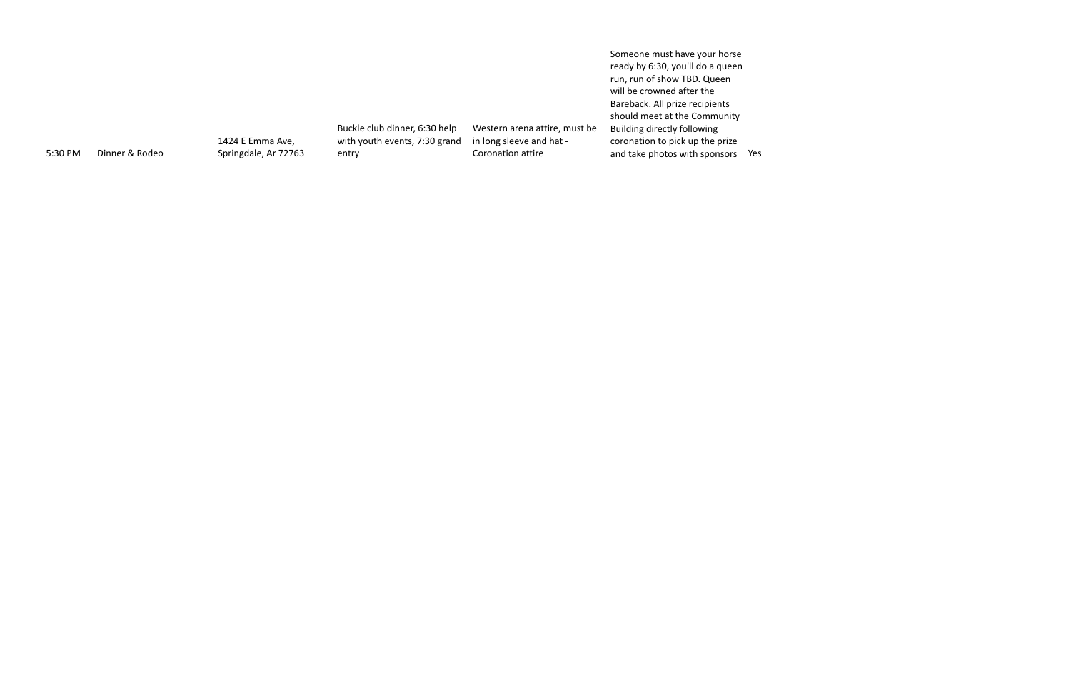| | | | | | | |
|---|---|---|---|---|---|---|
| 5:30 PM | Dinner & Rodeo | 1424 E Emma Ave, Springdale, Ar 72763 | Buckle club dinner, 6:30 help with youth events, 7:30 grand entry | Western arena attire, must be in long sleeve and hat - Coronation attire | Someone must have your horse ready by 6:30, you'll do a queen run, run of show TBD. Queen will be crowned after the Bareback. All prize recipients should meet at the Community Building directly following coronation to pick up the prize and take photos with sponsors | Yes |